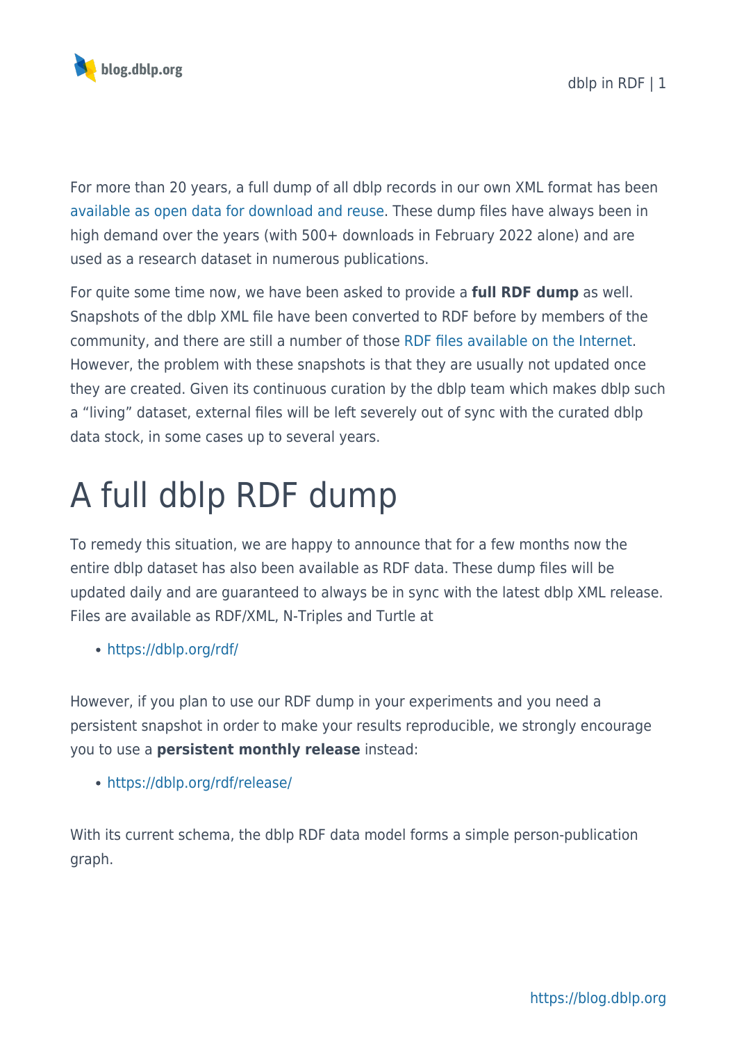For more than 20 years, a full dump of all dblp records in our own XML format has been available as open data for download and reuse. These dump files have always been in high demand over the years (with 500+ downloads in February 2022 alone) and are used as a research dataset in numerous publications.

For quite some time now, we have been asked to provide a **full RDF dump** as well. Snapshots of the dblp XML file have been converted to RDF before by members of the community, and there are still a number of those RDF files available on the Internet. However, the problem with these snapshots is that they are usually not updated once they are created. Given its continuous curation by the dblp team which makes dblp such a “living” dataset, external files will be left severely out of sync with the curated dblp data stock, in some cases up to several years.

# A full dblp RDF dump

To remedy this situation, we are happy to announce that for a few months now the entire dblp dataset has also been available as RDF data. These dump files will be updated daily and are guaranteed to always be in sync with the latest dblp XML release. Files are available as RDF/XML, N-Triples and Turtle at

- https://dblp.org/rdf/

However, if you plan to use our RDF dump in your experiments and you need a persistent snapshot in order to make your results reproducible, we strongly encourage you to use a **persistent monthly release** instead:

- https://dblp.org/rdf/release/

With its current schema, the dblp RDF data model forms a simple person-publication graph.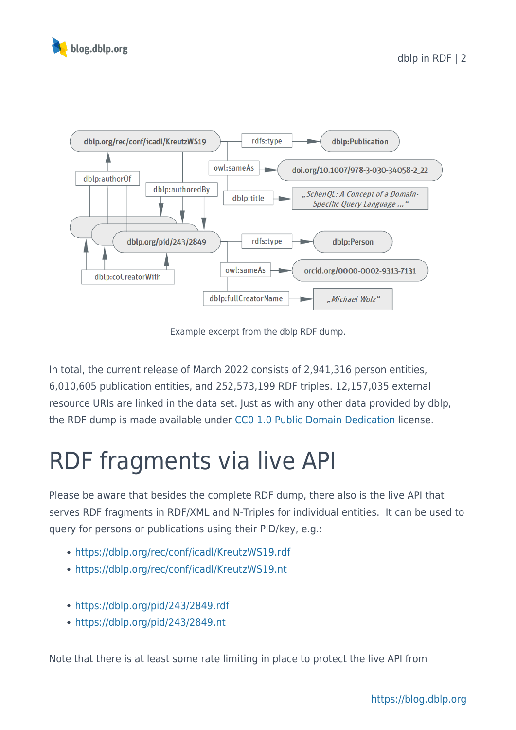Example excerpt from the dblp RDF dump.

In total, the current release of March 2022 consists of 2,941,316 person entities, 6,010,605 publication entities, and 252,573,199 RDF triples. 12,157,035 external resource URIs are linked in the data set. Just as with any other data provided by dblp, the RDF dump is made available under CC0 1.0 Public Domain Dedication license.

# RDF fragments via live API

Please be aware that besides the complete RDF dump, there also is the live API that serves RDF fragments in RDF/XML and N-Triples for individual entities. It can be used to query for persons or publications using their PID/key, e.g.:

- https://dblp.org/rec/conf/icadl/KreutzWS19.rdf
- https://dblp.org/rec/conf/icadl/KreutzWS19.nt

- https://dblp.org/pid/243/2849.rdf
- https://dblp.org/pid/243/2849.nt

Note that there is at least some rate limiting in place to protect the live API from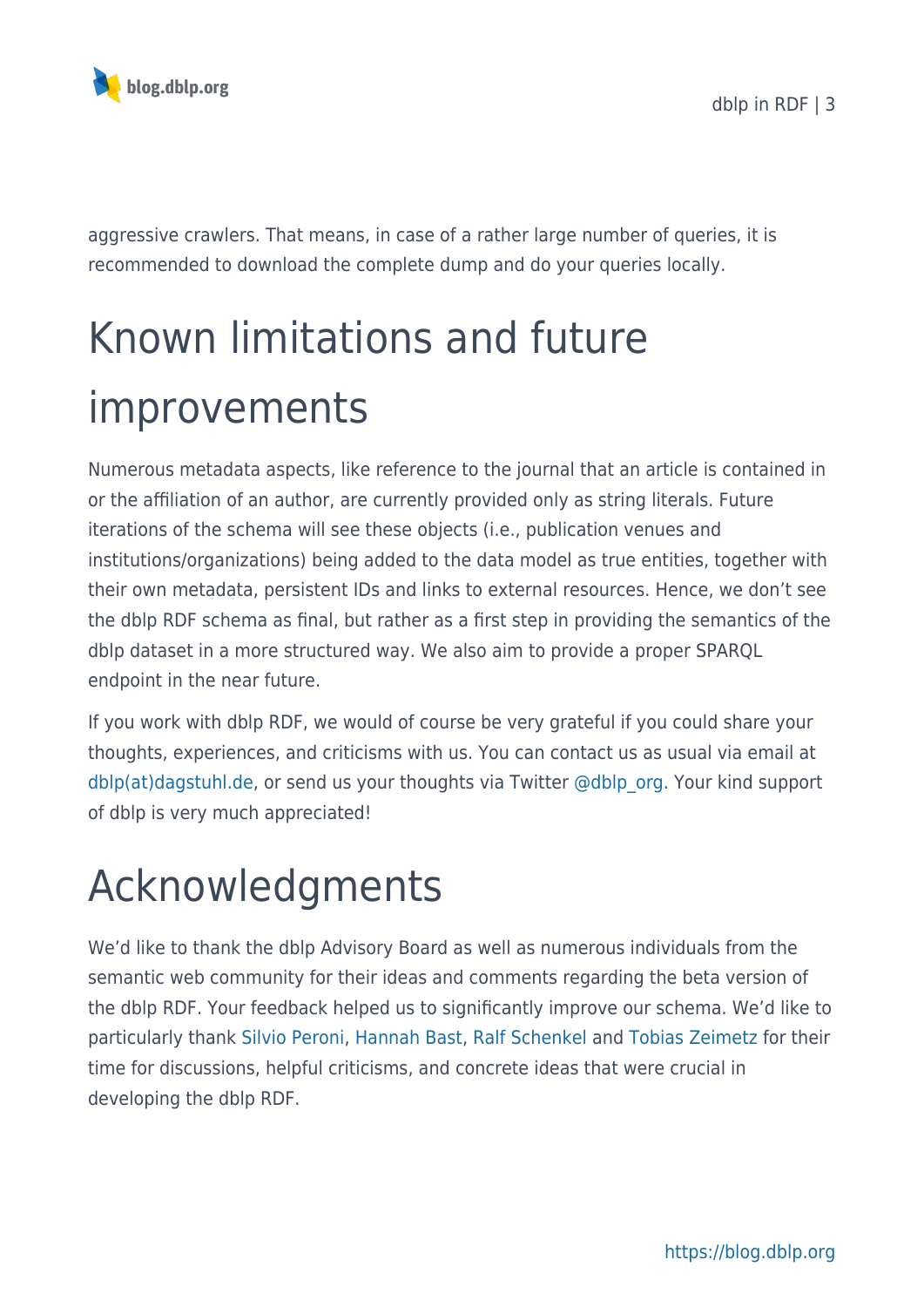aggressive crawlers. That means, in case of a rather large number of queries, it is recommended to download the complete dump and do your queries locally.

# Known limitations and future improvements

Numerous metadata aspects, like reference to the journal that an article is contained in or the affiliation of an author, are currently provided only as string literals. Future iterations of the schema will see these objects (i.e., publication venues and institutions/organizations) being added to the data model as true entities, together with their own metadata, persistent IDs and links to external resources. Hence, we don't see the dblp RDF schema as final, but rather as a first step in providing the semantics of the dblp dataset in a more structured way. We also aim to provide a proper SPARQL endpoint in the near future.

If you work with dblp RDF, we would of course be very grateful if you could share your thoughts, experiences, and criticisms with us. You can contact us as usual via email at dblp(at)dagstuhl.de, or send us your thoughts via Twitter @dblp_org. Your kind support of dblp is very much appreciated!

# Acknowledgments

We'd like to thank the dblp Advisory Board as well as numerous individuals from the semantic web community for their ideas and comments regarding the beta version of the dblp RDF. Your feedback helped us to significantly improve our schema. We'd like to particularly thank Silvio Peroni, Hannah Bast, Ralf Schenkel and Tobias Zeimetz for their time for discussions, helpful criticisms, and concrete ideas that were crucial in developing the dblp RDF.